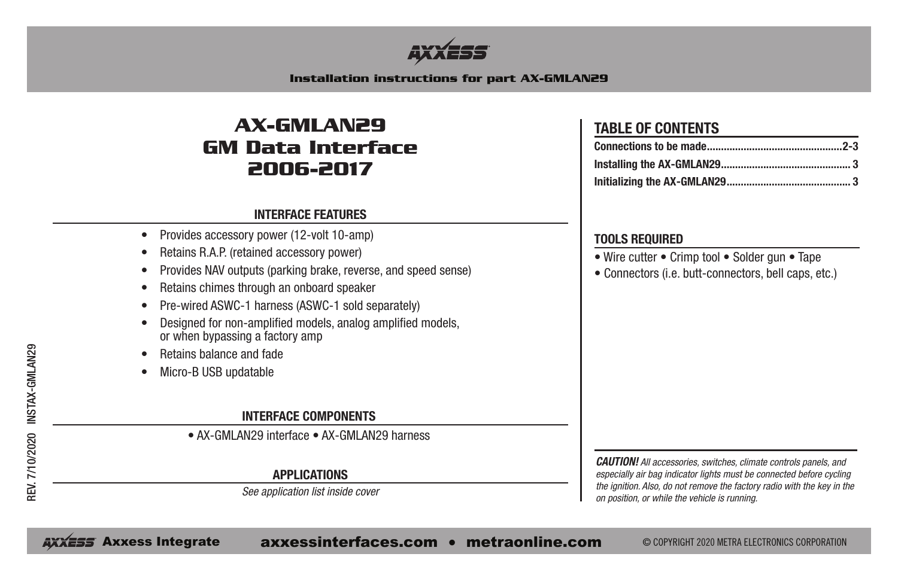# AXXESS

**Installation instructions for part AX-GMLAN29**

# AX-GMLAN29
# GM Data Interface
# 2006-2017

## INTERFACE FEATURES

- Provides accessory power (12-volt 10-amp)
- Retains R.A.P. (retained accessory power)
- Provides NAV outputs (parking brake, reverse, and speed sense)
- Retains chimes through an onboard speaker
- Pre-wired ASWC-1 harness (ASWC-1 sold separately)
- Designed for non-amplified models, analog amplified models, or when bypassing a factory amp
- Retains balance and fade
- Micro-B USB updatable

## INTERFACE COMPONENTS

• AX-GMLAN29 interface • AX-GMLAN29 harness

## APPLICATIONS

*See application list inside cover*

## TABLE OF CONTENTS

| | |
|---|---|
| **Connections to be made** | **2-3** |
| **Installing the AX-GMLAN29** | **3** |
| **Initializing the AX-GMLAN29** | **3** |

## TOOLS REQUIRED

- Wire cutter • Crimp tool • Solder gun • Tape
- Connectors (i.e. butt-connectors, bell caps, etc.)

***CAUTION!*** *All accessories, switches, climate controls panels, and especially air bag indicator lights must be connected before cycling the ignition. Also, do not remove the factory radio with the key in the on position, or while the vehicle is running.*

REV. 7/10/2020 INSTAX-GMLAN29

Axxess Integrate axxessinterfaces.com • metraonline.com © COPYRIGHT 2020 METRA ELECTRONICS CORPORATION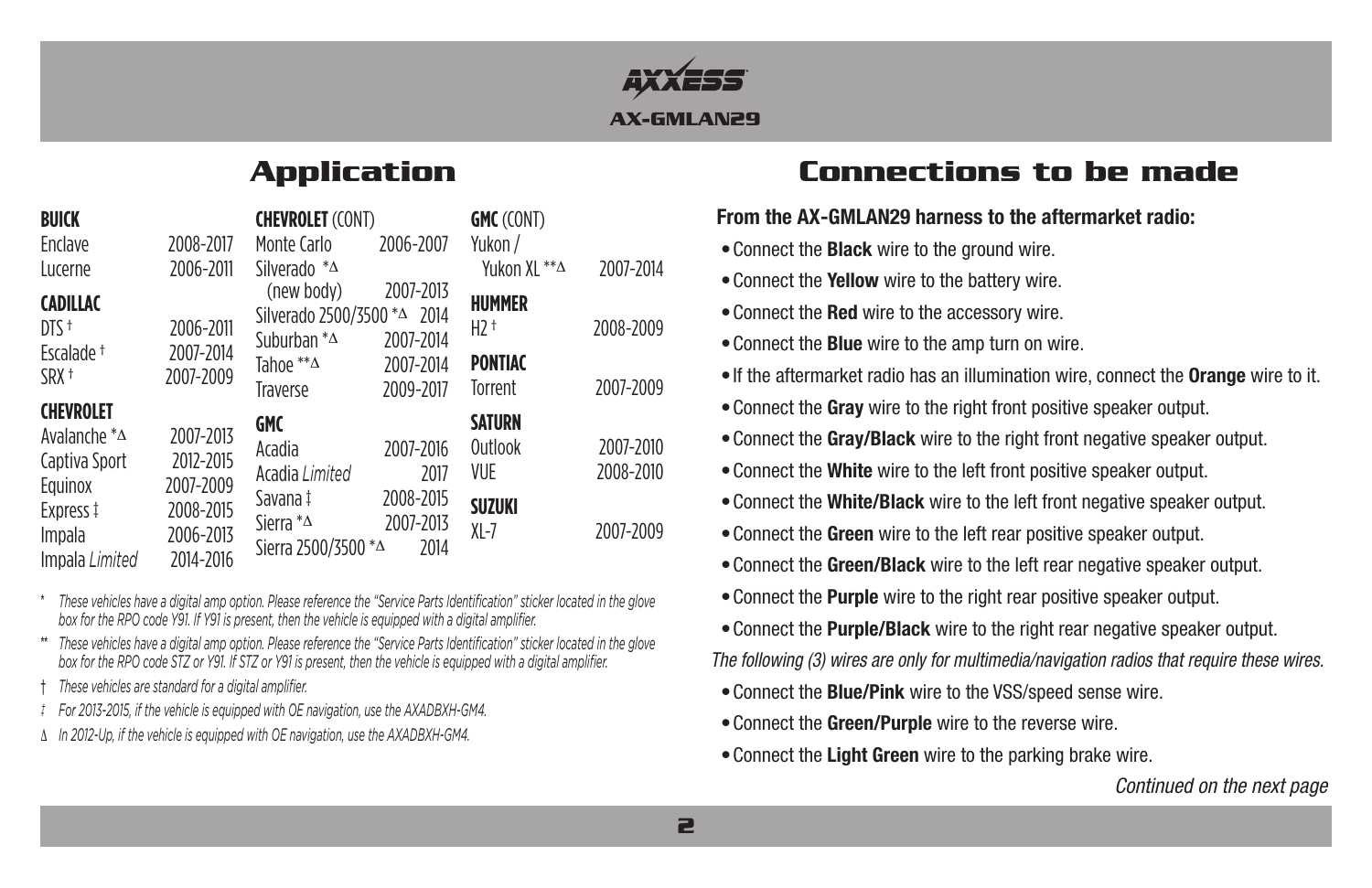## Application

| **BUICK** | |
|---|---|
| Enclave | 2008-2017 |
| Lucerne | 2006-2011 |
| **CADILLAC** | |
| DTS † | 2006-2011 |
| Escalade † | 2007-2014 |
| SRX † | 2007-2009 |
| **CHEVROLET** | |
| Avalanche *Δ | 2007-2013 |
| Captiva Sport | 2012-2015 |
| Equinox | 2007-2009 |
| Express ‡ | 2008-2015 |
| Impala | 2006-2013 |
| Impala *Limited* | 2014-2016 |
| **CHEVROLET** (CONT) | |
| Monte Carlo | 2006-2007 |
| Silverado *Δ (new body) | 2007-2013 |
| Silverado 2500/3500 *Δ | 2014 |
| Suburban *Δ | 2007-2014 |
| Tahoe **Δ | 2007-2014 |
| Traverse | 2009-2017 |
| **GMC** | |
| Acadia | 2007-2016 |
| Acadia *Limited* | 2017 |
| Savana ‡ | 2008-2015 |
| Sierra *Δ | 2007-2013 |
| Sierra 2500/3500 *Δ | 2014 |
| **GMC** (CONT) | |
| Yukon / Yukon XL **Δ | 2007-2014 |
| **HUMMER** | |
| H2 † | 2008-2009 |
| **PONTIAC** | |
| Torrent | 2007-2009 |
| **SATURN** | |
| Outlook | 2007-2010 |
| VUE | 2008-2010 |
| **SUZUKI** | |
| XL-7 | 2007-2009 |

\* *These vehicles have a digital amp option. Please reference the "Service Parts Identification" sticker located in the glove box for the RPO code Y91. If Y91 is present, then the vehicle is equipped with a digital amplifier.*

\*\* *These vehicles have a digital amp option. Please reference the "Service Parts Identification" sticker located in the glove box for the RPO code STZ or Y91. If STZ or Y91 is present, then the vehicle is equipped with a digital amplifier.*

† *These vehicles are standard for a digital amplifier.*

‡ *For 2013-2015, if the vehicle is equipped with OE navigation, use the AXADBXH-GM4.*

Δ *In 2012-Up, if the vehicle is equipped with OE navigation, use the AXADBXH-GM4.*

## Connections to be made

**From the AX-GMLAN29 harness to the aftermarket radio:**

- Connect the **Black** wire to the ground wire.
- Connect the **Yellow** wire to the battery wire.
- Connect the **Red** wire to the accessory wire.
- Connect the **Blue** wire to the amp turn on wire.
- If the aftermarket radio has an illumination wire, connect the **Orange** wire to it.
- Connect the **Gray** wire to the right front positive speaker output.
- Connect the **Gray/Black** wire to the right front negative speaker output.
- Connect the **White** wire to the left front positive speaker output.
- Connect the **White/Black** wire to the left front negative speaker output.
- Connect the **Green** wire to the left rear positive speaker output.
- Connect the **Green/Black** wire to the left rear negative speaker output.
- Connect the **Purple** wire to the right rear positive speaker output.
- Connect the **Purple/Black** wire to the right rear negative speaker output.

*The following (3) wires are only for multimedia/navigation radios that require these wires.*

- Connect the **Blue/Pink** wire to the VSS/speed sense wire.
- Connect the **Green/Purple** wire to the reverse wire.
- Connect the **Light Green** wire to the parking brake wire.

*Continued on the next page*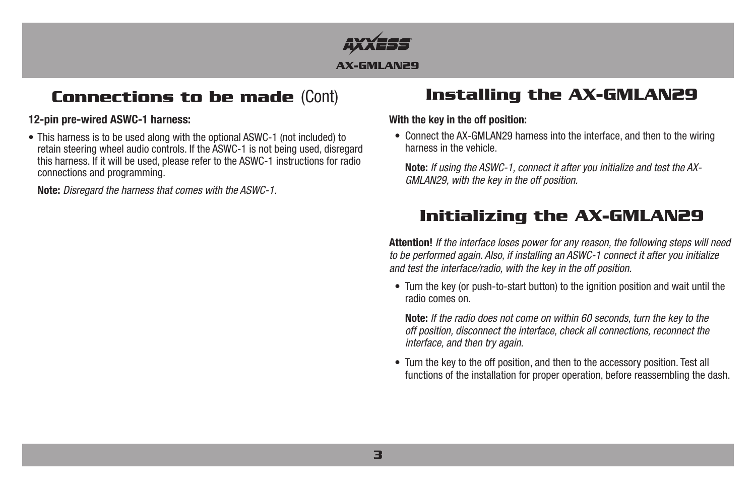## Connections to be made (Cont)

**12-pin pre-wired ASWC-1 harness:**

- This harness is to be used along with the optional ASWC-1 (not included) to retain steering wheel audio controls. If the ASWC-1 is not being used, disregard this harness. If it will be used, please refer to the ASWC-1 instructions for radio connections and programming.

  **Note:** *Disregard the harness that comes with the ASWC-1.*

## Installing the AX-GMLAN29

**With the key in the off position:**

- Connect the AX-GMLAN29 harness into the interface, and then to the wiring harness in the vehicle.

  **Note:** *If using the ASWC-1, connect it after you initialize and test the AX-GMLAN29, with the key in the off position.*

## Initializing the AX-GMLAN29

**Attention!** *If the interface loses power for any reason, the following steps will need to be performed again. Also, if installing an ASWC-1 connect it after you initialize and test the interface/radio, with the key in the off position.*

- Turn the key (or push-to-start button) to the ignition position and wait until the radio comes on.

  **Note:** *If the radio does not come on within 60 seconds, turn the key to the off position, disconnect the interface, check all connections, reconnect the interface, and then try again.*

- Turn the key to the off position, and then to the accessory position. Test all functions of the installation for proper operation, before reassembling the dash.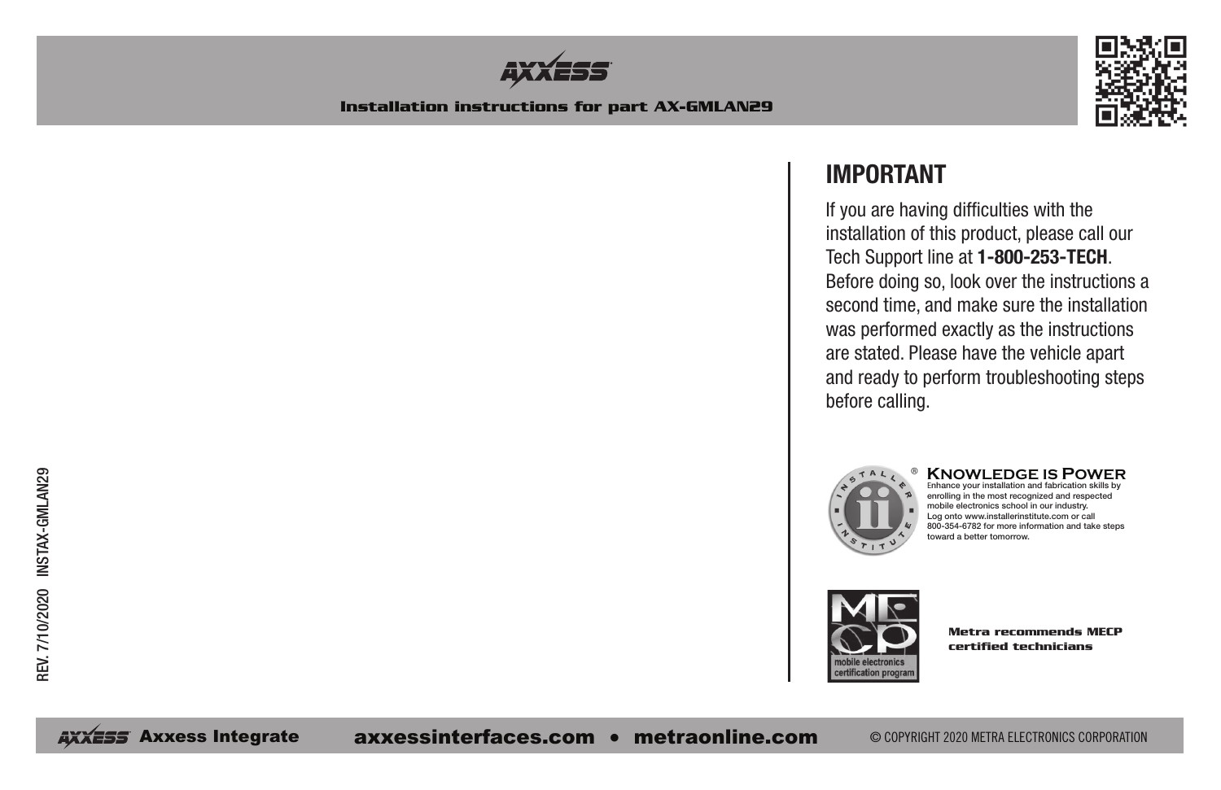Installation instructions for part AX-GMLAN29

## IMPORTANT

If you are having difficulties with the installation of this product, please call our Tech Support line at **1-800-253-TECH**. Before doing so, look over the instructions a second time, and make sure the installation was performed exactly as the instructions are stated. Please have the vehicle apart and ready to perform troubleshooting steps before calling.

**KNOWLEDGE IS POWER**
Enhance your installation and fabrication skills by enrolling in the most recognized and respected mobile electronics school in our industry. Log onto www.installerinstitute.com or call 800-354-6782 for more information and take steps toward a better tomorrow.

**Metra recommends MECP certified technicians**

REV. 7/10/2020 INSTAX-GMLAN29

Axxess Integrate axxessinterfaces.com • metraonline.com © COPYRIGHT 2020 METRA ELECTRONICS CORPORATION